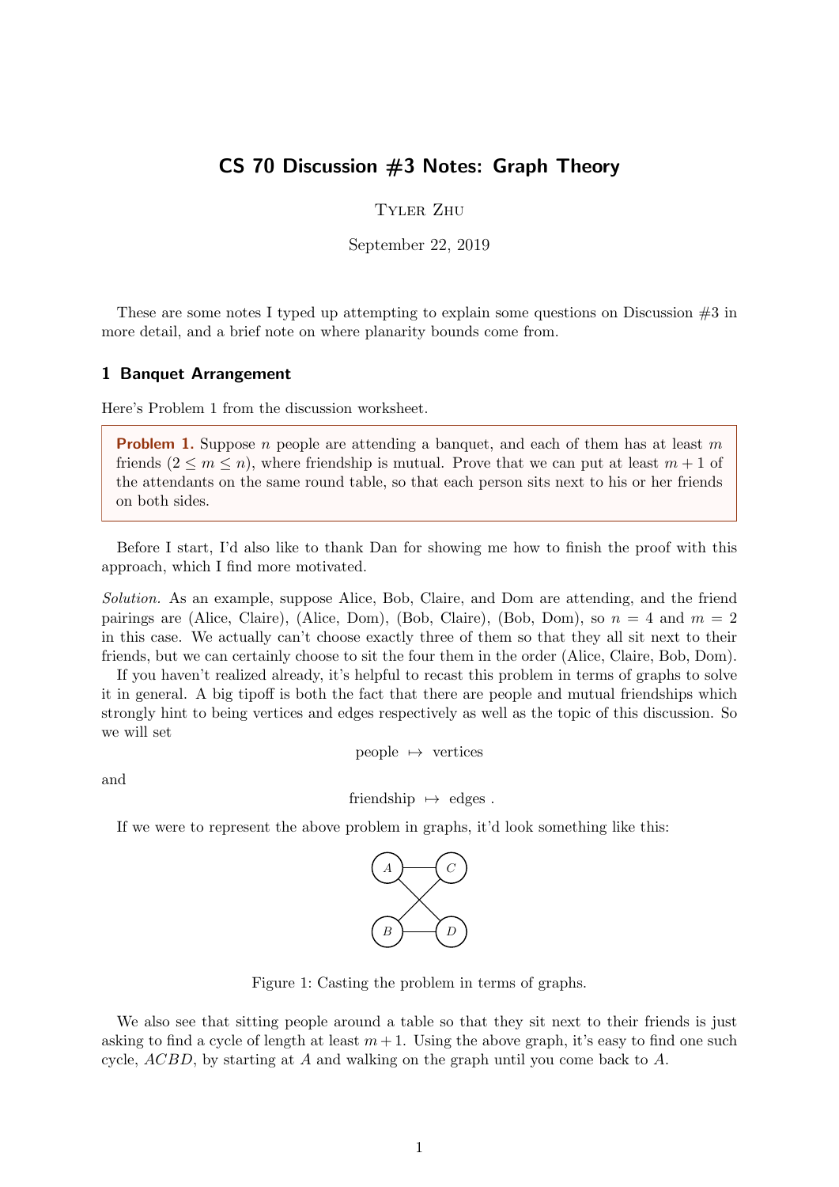# CS 70 Discussion #3 Notes: Graph Theory

Tyler Zhu

September 22, 2019

These are some notes I typed up attempting to explain some questions on Discussion #3 in more detail, and a brief note on where planarity bounds come from.

## 1 Banquet Arrangement

Here's Problem 1 from the discussion worksheet.

> **Problem 1.** Suppose $n$ people are attending a banquet, and each of them has at least $m$ friends ($2 \leq m \leq n$), where friendship is mutual. Prove that we can put at least $m+1$ of the attendants on the same round table, so that each person sits next to his or her friends on both sides.

Before I start, I'd also like to thank Dan for showing me how to finish the proof with this approach, which I find more motivated.

*Solution.* As an example, suppose Alice, Bob, Claire, and Dom are attending, and the friend pairings are (Alice, Claire), (Alice, Dom), (Bob, Claire), (Bob, Dom), so $n = 4$ and $m = 2$ in this case. We actually can't choose exactly three of them so that they all sit next to their friends, but we can certainly choose to sit the four them in the order (Alice, Claire, Bob, Dom).

If you haven't realized already, it's helpful to recast this problem in terms of graphs to solve it in general. A big tipoff is both the fact that there are people and mutual friendships which strongly hint to being vertices and edges respectively as well as the topic of this discussion. So we will set

$$\text{people} \mapsto \text{vertices}$$

and

$$\text{friendship} \mapsto \text{edges} .$$

If we were to represent the above problem in graphs, it'd look something like this:

Figure 1: Casting the problem in terms of graphs.

We also see that sitting people around a table so that they sit next to their friends is just asking to find a cycle of length at least $m+1$. Using the above graph, it's easy to find one such cycle, $ACBD$, by starting at $A$ and walking on the graph until you come back to $A$.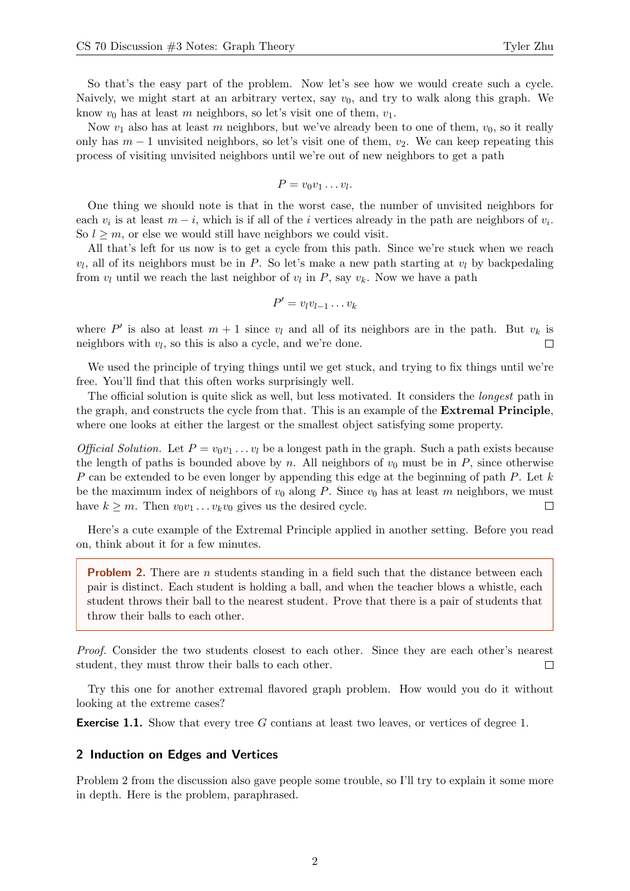So that's the easy part of the problem. Now let's see how we would create such a cycle. Naively, we might start at an arbitrary vertex, say $v_0$, and try to walk along this graph. We know $v_0$ has at least $m$ neighbors, so let's visit one of them, $v_1$.

Now $v_1$ also has at least $m$ neighbors, but we've already been to one of them, $v_0$, so it really only has $m-1$ unvisited neighbors, so let's visit one of them, $v_2$. We can keep repeating this process of visiting unvisited neighbors until we're out of new neighbors to get a path

$$P = v_0 v_1 \ldots v_l.$$

One thing we should note is that in the worst case, the number of unvisited neighbors for each $v_i$ is at least $m - i$, which is if all of the $i$ vertices already in the path are neighbors of $v_i$. So $l \geq m$, or else we would still have neighbors we could visit.

All that's left for us now is to get a cycle from this path. Since we're stuck when we reach $v_l$, all of its neighbors must be in $P$. So let's make a new path starting at $v_l$ by backpedaling from $v_l$ until we reach the last neighbor of $v_l$ in $P$, say $v_k$. Now we have a path

$$P' = v_l v_{l-1} \ldots v_k$$

where $P'$ is also at least $m+1$ since $v_l$ and all of its neighbors are in the path. But $v_k$ is neighbors with $v_l$, so this is also a cycle, and we're done. □

We used the principle of trying things until we get stuck, and trying to fix things until we're free. You'll find that this often works surprisingly well.

The official solution is quite slick as well, but less motivated. It considers the *longest* path in the graph, and constructs the cycle from that. This is an example of the **Extremal Principle**, where one looks at either the largest or the smallest object satisfying some property.

*Official Solution.* Let $P = v_0 v_1 \ldots v_l$ be a longest path in the graph. Such a path exists because the length of paths is bounded above by $n$. All neighbors of $v_0$ must be in $P$, since otherwise $P$ can be extended to be even longer by appending this edge at the beginning of path $P$. Let $k$ be the maximum index of neighbors of $v_0$ along $P$. Since $v_0$ has at least $m$ neighbors, we must have $k \geq m$. Then $v_0 v_1 \ldots v_k v_0$ gives us the desired cycle. □

Here's a cute example of the Extremal Principle applied in another setting. Before you read on, think about it for a few minutes.

> **Problem 2.** There are $n$ students standing in a field such that the distance between each pair is distinct. Each student is holding a ball, and when the teacher blows a whistle, each student throws their ball to the nearest student. Prove that there is a pair of students that throw their balls to each other.

*Proof.* Consider the two students closest to each other. Since they are each other's nearest student, they must throw their balls to each other. □

Try this one for another extremal flavored graph problem. How would you do it without looking at the extreme cases?

**Exercise 1.1.** Show that every tree $G$ contians at least two leaves, or vertices of degree 1.

## 2 Induction on Edges and Vertices

Problem 2 from the discussion also gave people some trouble, so I'll try to explain it some more in depth. Here is the problem, paraphrased.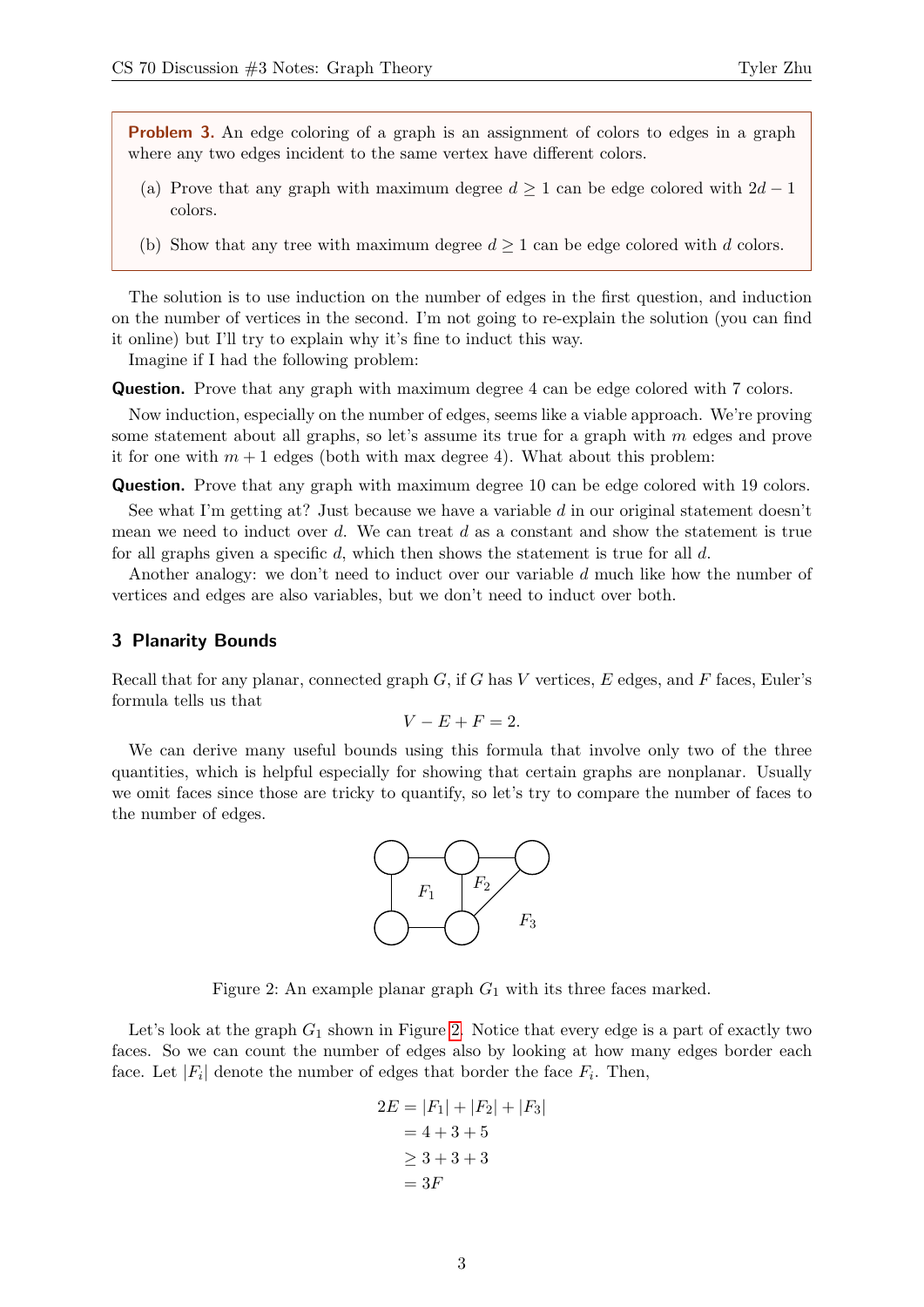**Problem 3.** An edge coloring of a graph is an assignment of colors to edges in a graph where any two edges incident to the same vertex have different colors.

(a) Prove that any graph with maximum degree $d \geq 1$ can be edge colored with $2d - 1$ colors.

(b) Show that any tree with maximum degree $d \geq 1$ can be edge colored with $d$ colors.

The solution is to use induction on the number of edges in the first question, and induction on the number of vertices in the second. I'm not going to re-explain the solution (you can find it online) but I'll try to explain why it's fine to induct this way.

Imagine if I had the following problem:

**Question.** Prove that any graph with maximum degree 4 can be edge colored with 7 colors.

Now induction, especially on the number of edges, seems like a viable approach. We're proving some statement about all graphs, so let's assume its true for a graph with $m$ edges and prove it for one with $m + 1$ edges (both with max degree 4). What about this problem:

**Question.** Prove that any graph with maximum degree 10 can be edge colored with 19 colors.

See what I'm getting at? Just because we have a variable $d$ in our original statement doesn't mean we need to induct over $d$. We can treat $d$ as a constant and show the statement is true for all graphs given a specific $d$, which then shows the statement is true for all $d$.

Another analogy: we don't need to induct over our variable $d$ much like how the number of vertices and edges are also variables, but we don't need to induct over both.

## 3 Planarity Bounds

Recall that for any planar, connected graph $G$, if $G$ has $V$ vertices, $E$ edges, and $F$ faces, Euler's formula tells us that

$$V - E + F = 2.$$

We can derive many useful bounds using this formula that involve only two of the three quantities, which is helpful especially for showing that certain graphs are nonplanar. Usually we omit faces since those are tricky to quantify, so let's try to compare the number of faces to the number of edges.

Figure 2: An example planar graph $G_1$ with its three faces marked.

Let's look at the graph $G_1$ shown in Figure 2. Notice that every edge is a part of exactly two faces. So we can count the number of edges also by looking at how many edges border each face. Let $|F_i|$ denote the number of edges that border the face $F_i$. Then,

$$\begin{aligned} 2E &= |F_1| + |F_2| + |F_3| \\ &= 4 + 3 + 5 \\ &\geq 3 + 3 + 3 \\ &= 3F \end{aligned}$$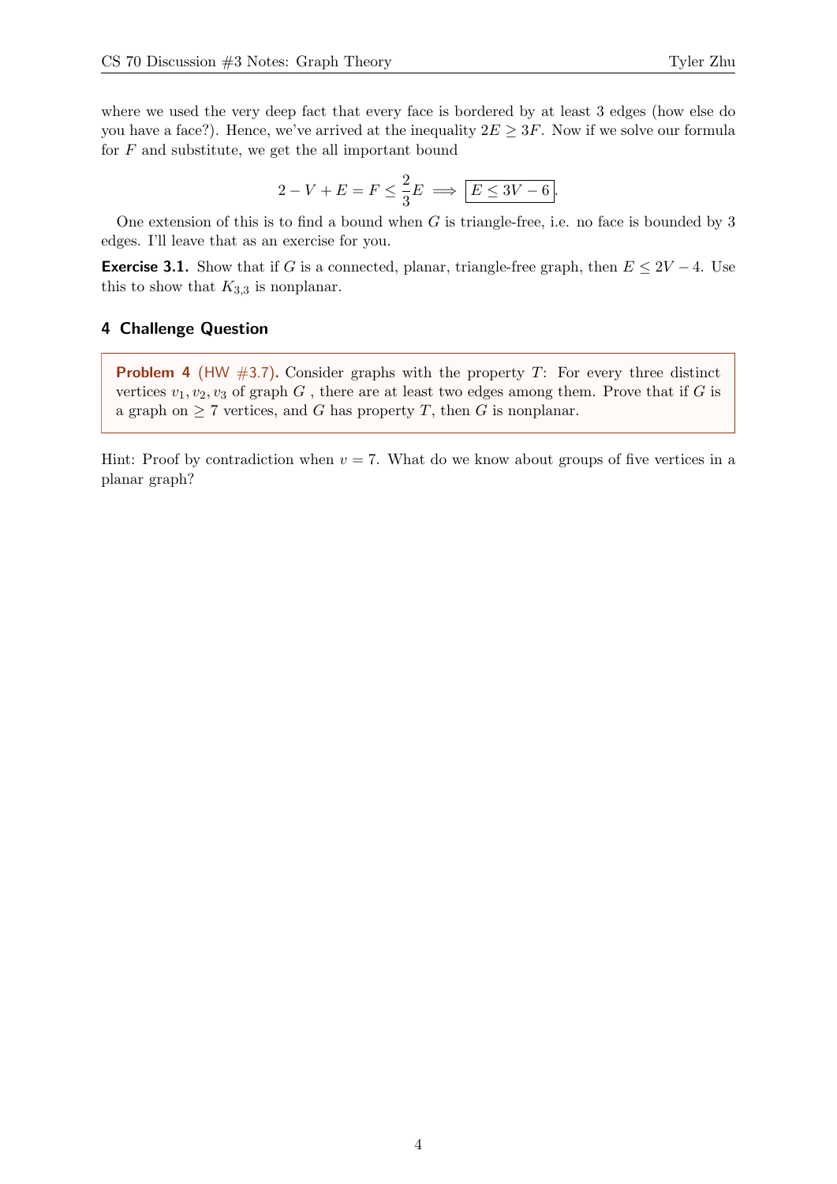where we used the very deep fact that every face is bordered by at least 3 edges (how else do you have a face?). Hence, we've arrived at the inequality $2E \geq 3F$. Now if we solve our formula for $F$ and substitute, we get the all important bound

$$2 - V + E = F \leq \frac{2}{3}E \implies \boxed{E \leq 3V - 6}.$$

One extension of this is to find a bound when $G$ is triangle-free, i.e. no face is bounded by 3 edges. I'll leave that as an exercise for you.

**Exercise 3.1.** Show that if $G$ is a connected, planar, triangle-free graph, then $E \leq 2V - 4$. Use this to show that $K_{3,3}$ is nonplanar.

## 4 Challenge Question

> **Problem 4** (HW #3.7)**.** Consider graphs with the property $T$: For every three distinct vertices $v_1, v_2, v_3$ of graph $G$ , there are at least two edges among them. Prove that if $G$ is a graph on $\geq 7$ vertices, and $G$ has property $T$, then $G$ is nonplanar.

Hint: Proof by contradiction when $v = 7$. What do we know about groups of five vertices in a planar graph?